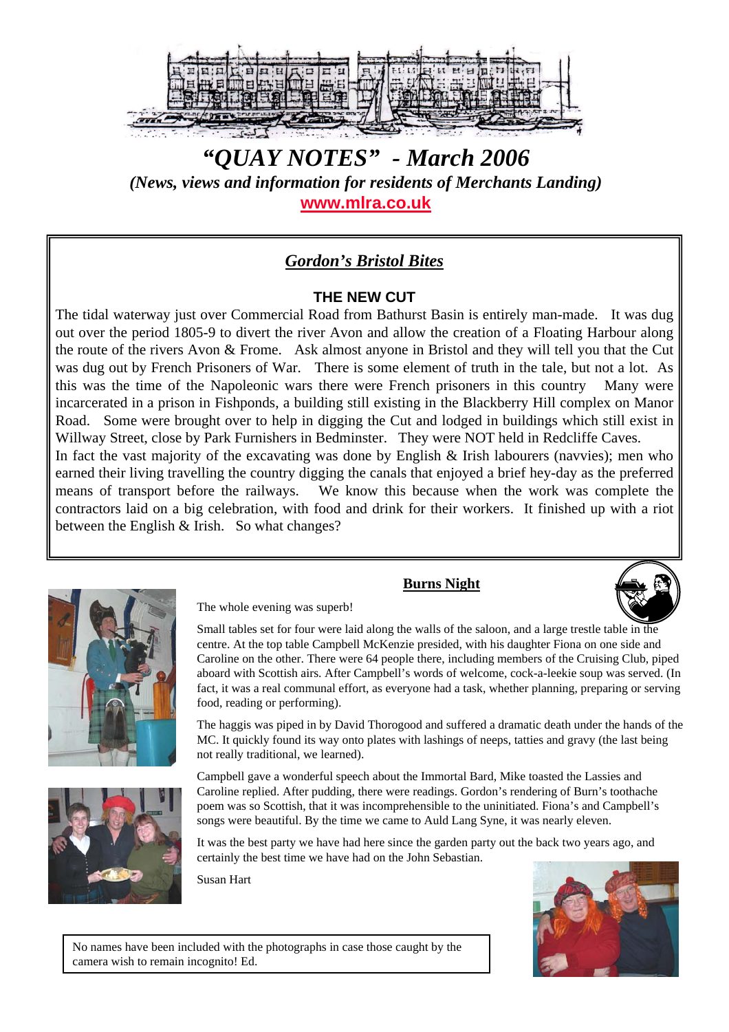# *"QUAY NOTES" - March 2006*

***(News, views and information for residents of Merchants Landing)***

**www.mlra.co.uk**

## ***Gordon's Bristol Bites***

### THE NEW CUT

The tidal waterway just over Commercial Road from Bathurst Basin is entirely man-made. It was dug out over the period 1805-9 to divert the river Avon and allow the creation of a Floating Harbour along the route of the rivers Avon & Frome. Ask almost anyone in Bristol and they will tell you that the Cut was dug out by French Prisoners of War. There is some element of truth in the tale, but not a lot. As this was the time of the Napoleonic wars there were French prisoners in this country Many were incarcerated in a prison in Fishponds, a building still existing in the Blackberry Hill complex on Manor Road. Some were brought over to help in digging the Cut and lodged in buildings which still exist in Willway Street, close by Park Furnishers in Bedminster. They were NOT held in Redcliffe Caves.

In fact the vast majority of the excavating was done by English & Irish labourers (navvies); men who earned their living travelling the country digging the canals that enjoyed a brief hey-day as the preferred means of transport before the railways. We know this because when the work was complete the contractors laid on a big celebration, with food and drink for their workers. It finished up with a riot between the English & Irish. So what changes?

## Burns Night

The whole evening was superb!

Small tables set for four were laid along the walls of the saloon, and a large trestle table in the centre. At the top table Campbell McKenzie presided, with his daughter Fiona on one side and Caroline on the other. There were 64 people there, including members of the Cruising Club, piped aboard with Scottish airs. After Campbell's words of welcome, cock-a-leekie soup was served. (In fact, it was a real communal effort, as everyone had a task, whether planning, preparing or serving food, reading or performing).

The haggis was piped in by David Thorogood and suffered a dramatic death under the hands of the MC. It quickly found its way onto plates with lashings of neeps, tatties and gravy (the last being not really traditional, we learned).

Campbell gave a wonderful speech about the Immortal Bard, Mike toasted the Lassies and Caroline replied. After pudding, there were readings. Gordon's rendering of Burn's toothache poem was so Scottish, that it was incomprehensible to the uninitiated. Fiona's and Campbell's songs were beautiful. By the time we came to Auld Lang Syne, it was nearly eleven.

It was the best party we have had here since the garden party out the back two years ago, and certainly the best time we have had on the John Sebastian.

Susan Hart

No names have been included with the photographs in case those caught by the camera wish to remain incognito! Ed.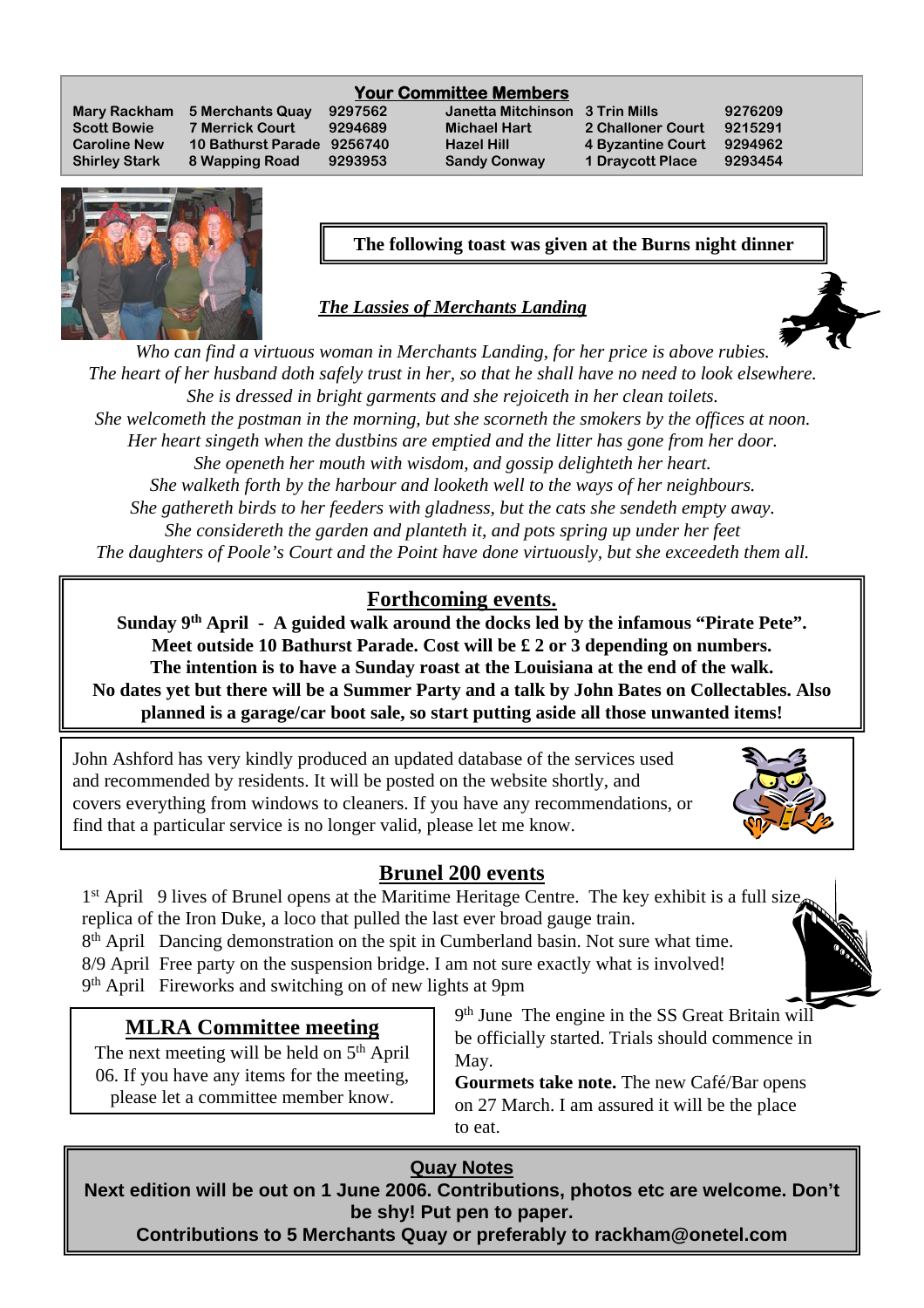## Your Committee Members

| | | | | | |
|---|---|---|---|---|---|
| Mary Rackham | 5 Merchants Quay | 9297562 | Janetta Mitchinson | 3 Trin Mills | 9276209 |
| Scott Bowie | 7 Merrick Court | 9294689 | Michael Hart | 2 Challoner Court | 9215291 |
| Caroline New | 10 Bathurst Parade | 9256740 | Hazel Hill | 4 Byzantine Court | 9294962 |
| Shirley Stark | 8 Wapping Road | 9293953 | Sandy Conway | 1 Draycott Place | 9293454 |

**The following toast was given at the Burns night dinner**

***The Lassies of Merchants Landing***

*Who can find a virtuous woman in Merchants Landing, for her price is above rubies.*
*The heart of her husband doth safely trust in her, so that he shall have no need to look elsewhere.*
*She is dressed in bright garments and she rejoiceth in her clean toilets.*
*She welcometh the postman in the morning, but she scorneth the smokers by the offices at noon.*
*Her heart singeth when the dustbins are emptied and the litter has gone from her door.*
*She openeth her mouth with wisdom, and gossip delighteth her heart.*
*She walketh forth by the harbour and looketh well to the ways of her neighbours.*
*She gathereth birds to her feeders with gladness, but the cats she sendeth empty away.*
*She considereth the garden and planteth it, and pots spring up under her feet*
*The daughters of Poole's Court and the Point have done virtuously, but she exceedeth them all.*

## Forthcoming events.

**Sunday 9th April - A guided walk around the docks led by the infamous "Pirate Pete". Meet outside 10 Bathurst Parade. Cost will be £ 2 or 3 depending on numbers. The intention is to have a Sunday roast at the Louisiana at the end of the walk.**
**No dates yet but there will be a Summer Party and a talk by John Bates on Collectables. Also planned is a garage/car boot sale, so start putting aside all those unwanted items!**

John Ashford has very kindly produced an updated database of the services used and recommended by residents. It will be posted on the website shortly, and covers everything from windows to cleaners. If you have any recommendations, or find that a particular service is no longer valid, please let me know.

## Brunel 200 events

1st April 9 lives of Brunel opens at the Maritime Heritage Centre. The key exhibit is a full size replica of the Iron Duke, a loco that pulled the last ever broad gauge train.
8th April Dancing demonstration on the spit in Cumberland basin. Not sure what time.
8/9 April Free party on the suspension bridge. I am not sure exactly what is involved!
9th April Fireworks and switching on of new lights at 9pm

9th June The engine in the SS Great Britain will be officially started. Trials should commence in May.

**Gourmets take note.** The new Café/Bar opens on 27 March. I am assured it will be the place to eat.

## MLRA Committee meeting

The next meeting will be held on 5th April 06. If you have any items for the meeting, please let a committee member know.

## Quay Notes

**Next edition will be out on 1 June 2006. Contributions, photos etc are welcome. Don't be shy! Put pen to paper.**
**Contributions to 5 Merchants Quay or preferably to rackham@onetel.com**